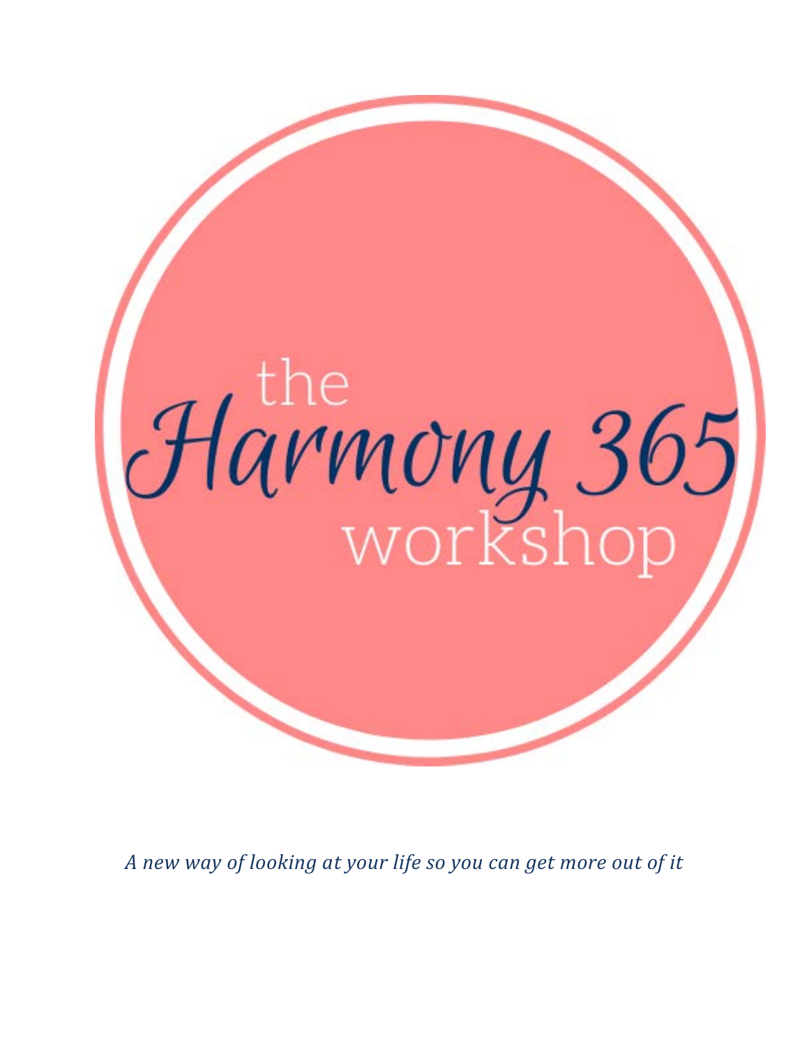# the Harmony 365 workshop

*A new way of looking at your life so you can get more out of it*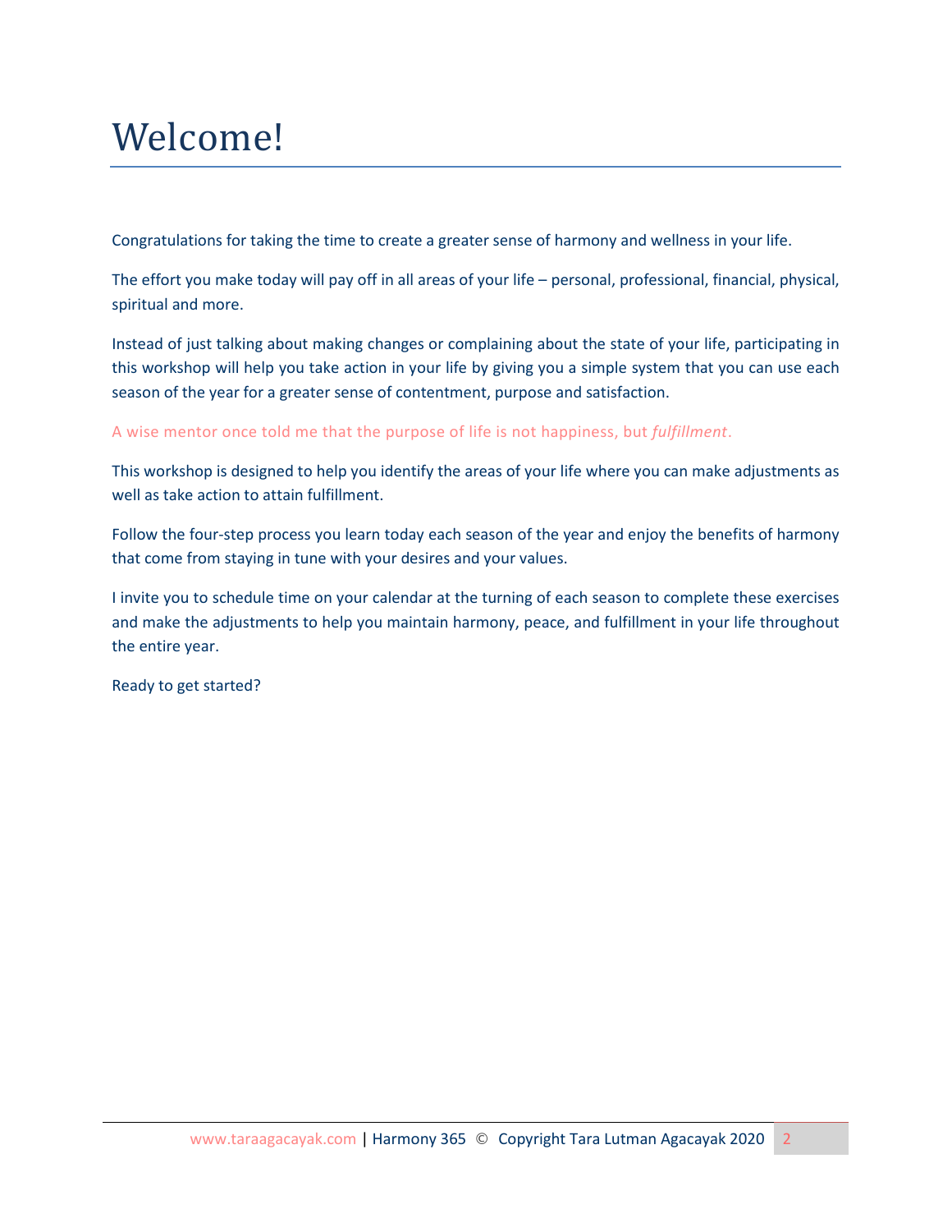# Welcome!

Congratulations for taking the time to create a greater sense of harmony and wellness in your life.

The effort you make today will pay off in all areas of your life – personal, professional, financial, physical, spiritual and more.

Instead of just talking about making changes or complaining about the state of your life, participating in this workshop will help you take action in your life by giving you a simple system that you can use each season of the year for a greater sense of contentment, purpose and satisfaction.

A wise mentor once told me that the purpose of life is not happiness, but *fulfillment*.

This workshop is designed to help you identify the areas of your life where you can make adjustments as well as take action to attain fulfillment.

Follow the four-step process you learn today each season of the year and enjoy the benefits of harmony that come from staying in tune with your desires and your values.

I invite you to schedule time on your calendar at the turning of each season to complete these exercises and make the adjustments to help you maintain harmony, peace, and fulfillment in your life throughout the entire year.

Ready to get started?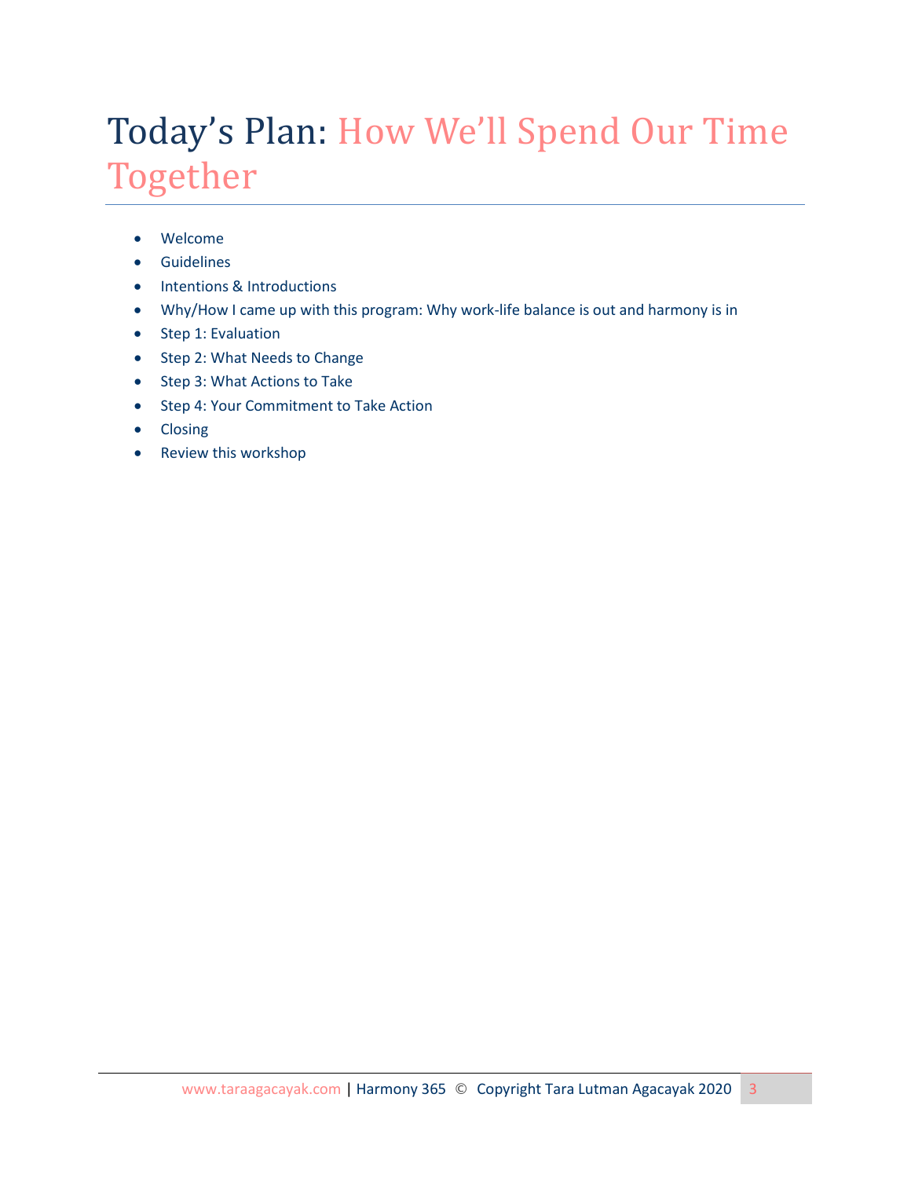# Today's Plan: How We'll Spend Our Time Together

- Welcome
- Guidelines
- Intentions & Introductions
- Why/How I came up with this program: Why work-life balance is out and harmony is in
- Step 1: Evaluation
- Step 2: What Needs to Change
- Step 3: What Actions to Take
- Step 4: Your Commitment to Take Action
- Closing
- Review this workshop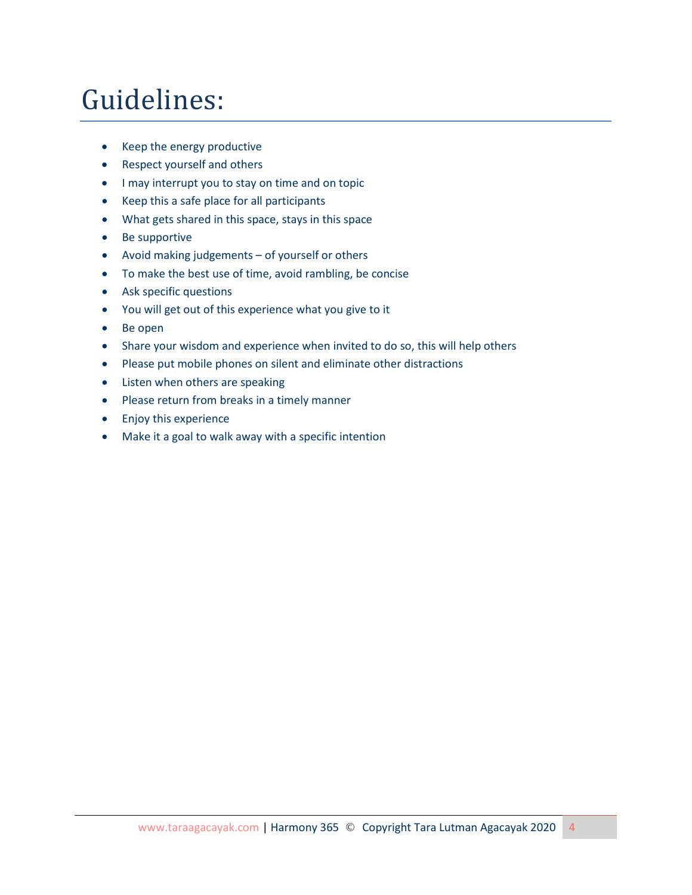# Guidelines:

- Keep the energy productive
- Respect yourself and others
- I may interrupt you to stay on time and on topic
- Keep this a safe place for all participants
- What gets shared in this space, stays in this space
- Be supportive
- Avoid making judgements – of yourself or others
- To make the best use of time, avoid rambling, be concise
- Ask specific questions
- You will get out of this experience what you give to it
- Be open
- Share your wisdom and experience when invited to do so, this will help others
- Please put mobile phones on silent and eliminate other distractions
- Listen when others are speaking
- Please return from breaks in a timely manner
- Enjoy this experience
- Make it a goal to walk away with a specific intention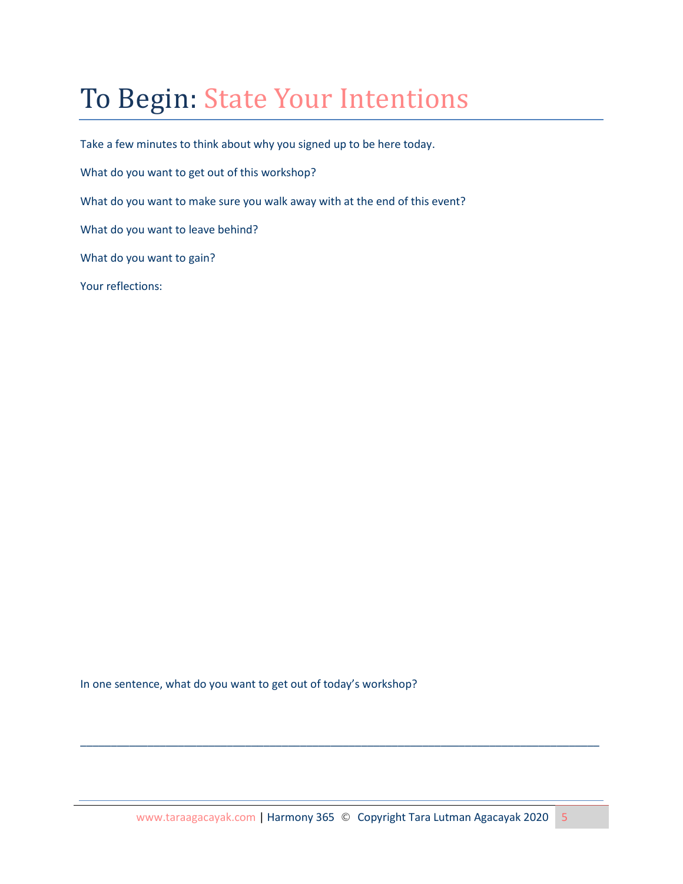# To Begin: State Your Intentions

Take a few minutes to think about why you signed up to be here today.

What do you want to get out of this workshop?

What do you want to make sure you walk away with at the end of this event?

What do you want to leave behind?

What do you want to gain?

Your reflections:

In one sentence, what do you want to get out of today's workshop?

_______________________________________________________________________________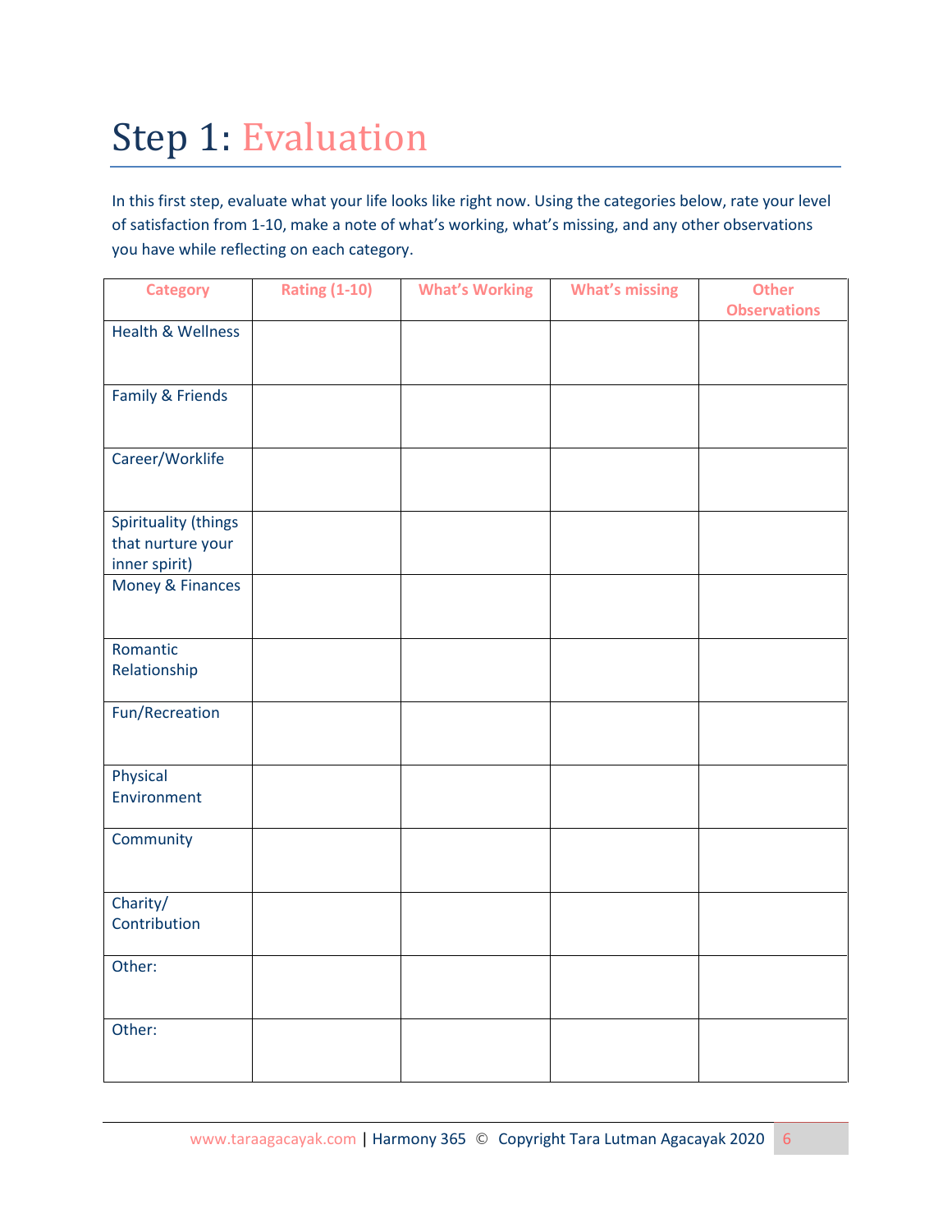# Step 1: Evaluation

In this first step, evaluate what your life looks like right now. Using the categories below, rate your level of satisfaction from 1-10, make a note of what's working, what's missing, and any other observations you have while reflecting on each category.

| Category | Rating (1-10) | What's Working | What's missing | Other Observations |
|---|---|---|---|---|
| Health & Wellness | | | | |
| Family & Friends | | | | |
| Career/Worklife | | | | |
| Spirituality (things that nurture your inner spirit) | | | | |
| Money & Finances | | | | |
| Romantic Relationship | | | | |
| Fun/Recreation | | | | |
| Physical Environment | | | | |
| Community | | | | |
| Charity/ Contribution | | | | |
| Other: | | | | |
| Other: | | | | |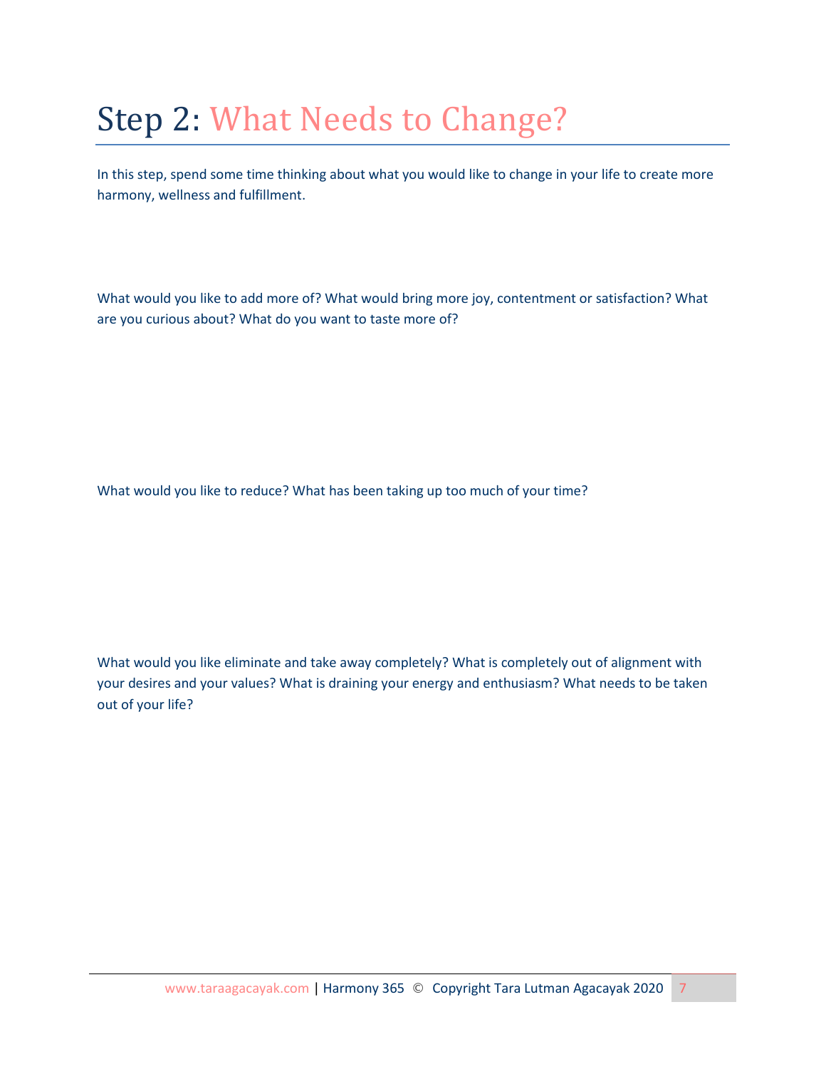# Step 2: What Needs to Change?

In this step, spend some time thinking about what you would like to change in your life to create more harmony, wellness and fulfillment.

What would you like to add more of? What would bring more joy, contentment or satisfaction? What are you curious about? What do you want to taste more of?

What would you like to reduce? What has been taking up too much of your time?

What would you like eliminate and take away completely? What is completely out of alignment with your desires and your values? What is draining your energy and enthusiasm? What needs to be taken out of your life?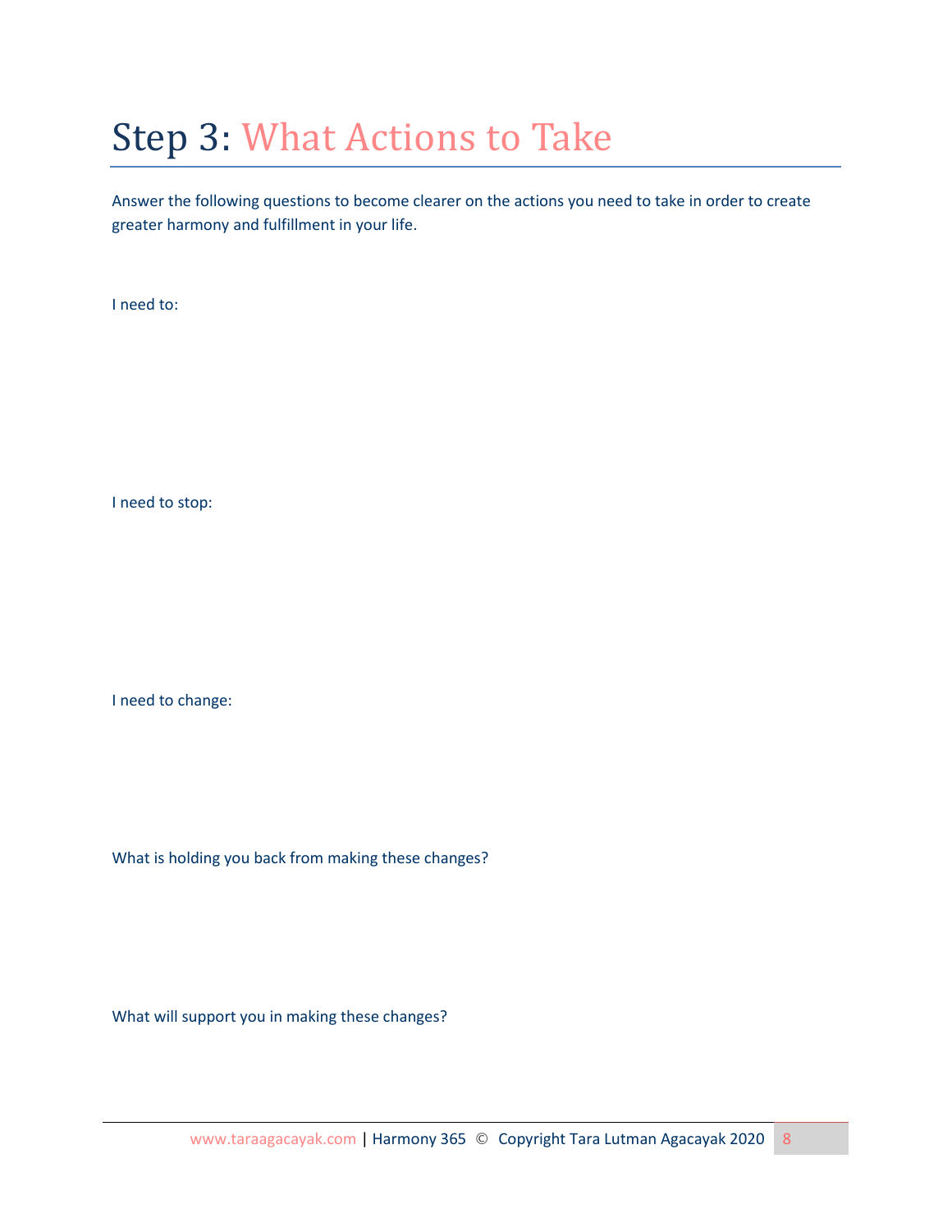# Step 3: What Actions to Take

Answer the following questions to become clearer on the actions you need to take in order to create greater harmony and fulfillment in your life.

I need to:

I need to stop:

I need to change:

What is holding you back from making these changes?

What will support you in making these changes?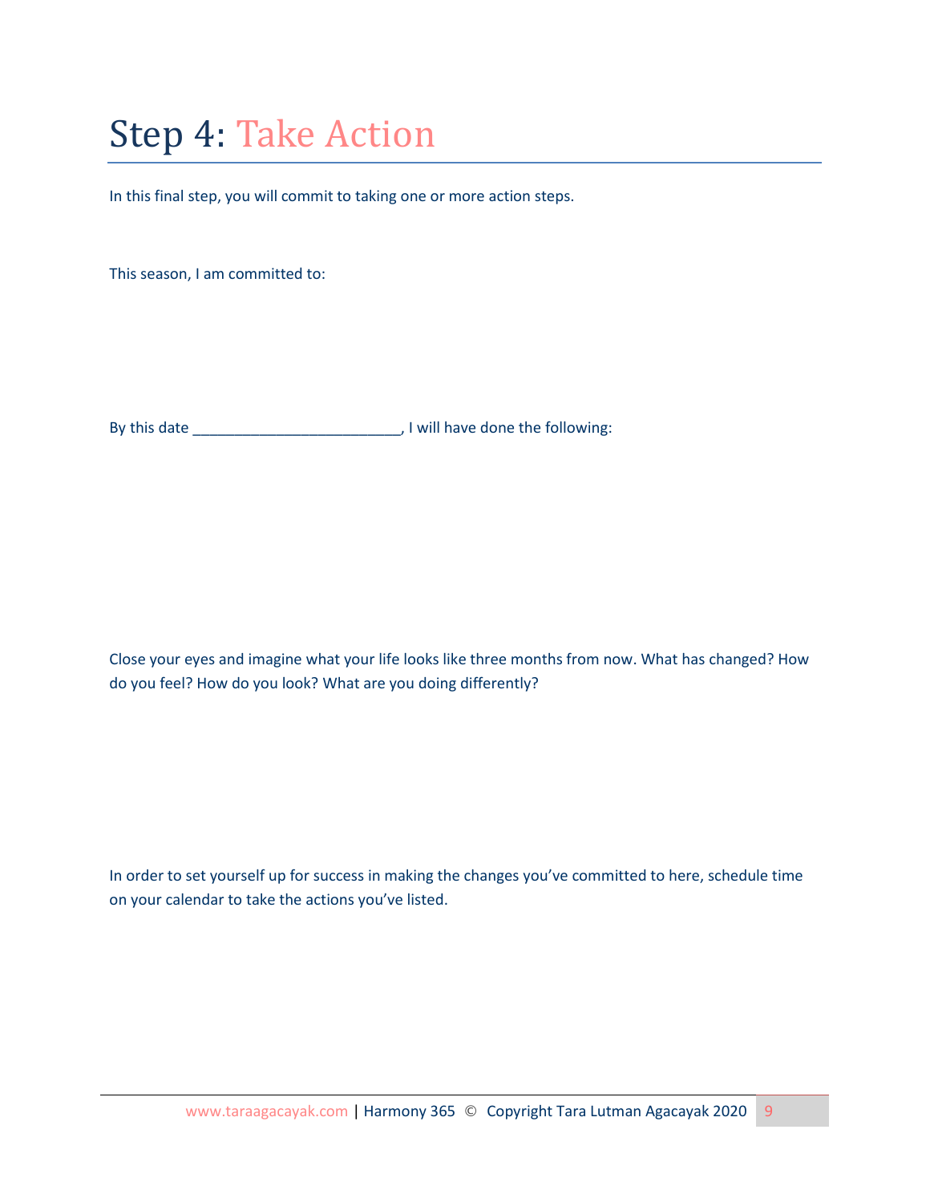# Step 4: Take Action

In this final step, you will commit to taking one or more action steps.

This season, I am committed to:

By this date _________________________, I will have done the following:

Close your eyes and imagine what your life looks like three months from now. What has changed? How do you feel? How do you look? What are you doing differently?

In order to set yourself up for success in making the changes you've committed to here, schedule time on your calendar to take the actions you've listed.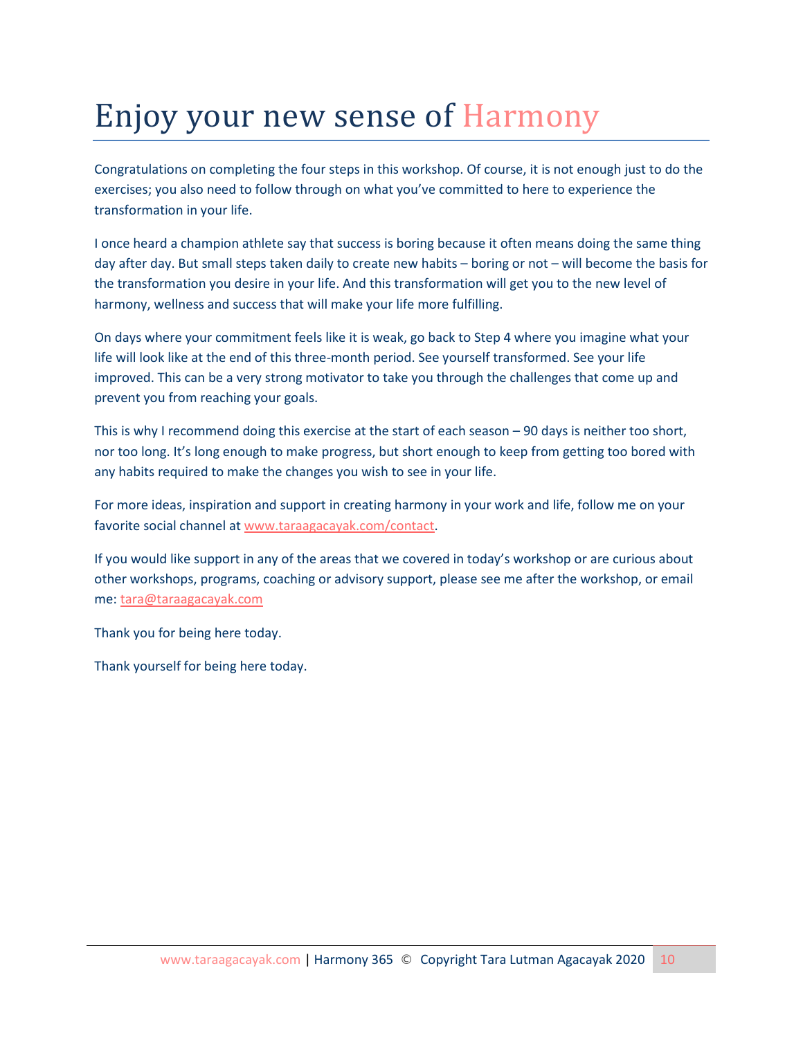# Enjoy your new sense of Harmony

Congratulations on completing the four steps in this workshop. Of course, it is not enough just to do the exercises; you also need to follow through on what you've committed to here to experience the transformation in your life.

I once heard a champion athlete say that success is boring because it often means doing the same thing day after day. But small steps taken daily to create new habits – boring or not – will become the basis for the transformation you desire in your life. And this transformation will get you to the new level of harmony, wellness and success that will make your life more fulfilling.

On days where your commitment feels like it is weak, go back to Step 4 where you imagine what your life will look like at the end of this three-month period. See yourself transformed. See your life improved. This can be a very strong motivator to take you through the challenges that come up and prevent you from reaching your goals.

This is why I recommend doing this exercise at the start of each season – 90 days is neither too short, nor too long. It's long enough to make progress, but short enough to keep from getting too bored with any habits required to make the changes you wish to see in your life.

For more ideas, inspiration and support in creating harmony in your work and life, follow me on your favorite social channel at [www.taraagacayak.com/contact](www.taraagacayak.com/contact).

If you would like support in any of the areas that we covered in today's workshop or are curious about other workshops, programs, coaching or advisory support, please see me after the workshop, or email me: [tara@taraagacayak.com](mailto:tara@taraagacayak.com)

Thank you for being here today.

Thank yourself for being here today.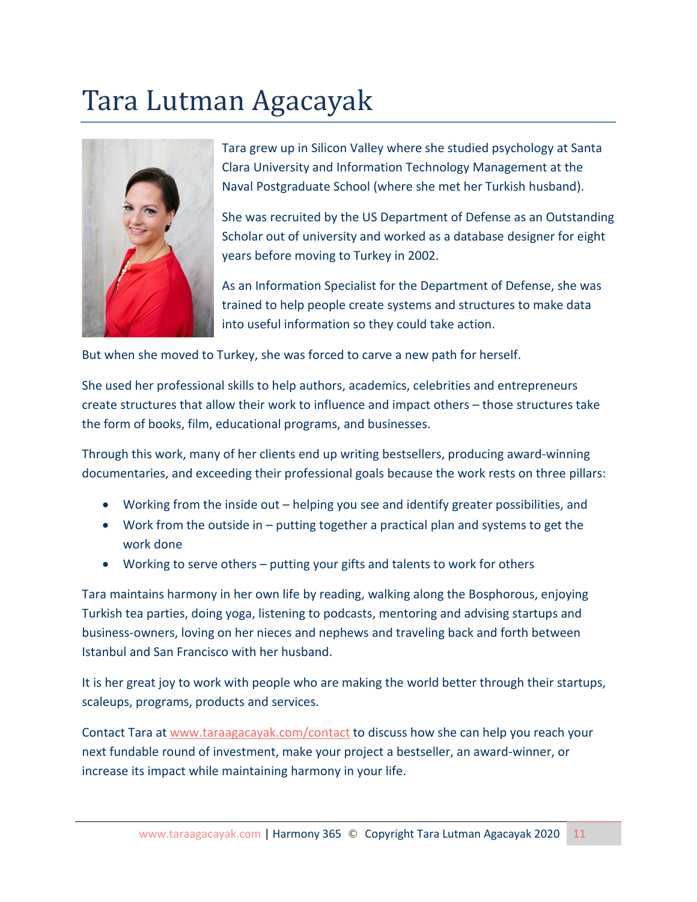# Tara Lutman Agacayak

Tara grew up in Silicon Valley where she studied psychology at Santa Clara University and Information Technology Management at the Naval Postgraduate School (where she met her Turkish husband).

She was recruited by the US Department of Defense as an Outstanding Scholar out of university and worked as a database designer for eight years before moving to Turkey in 2002.

As an Information Specialist for the Department of Defense, she was trained to help people create systems and structures to make data into useful information so they could take action.

But when she moved to Turkey, she was forced to carve a new path for herself.

She used her professional skills to help authors, academics, celebrities and entrepreneurs create structures that allow their work to influence and impact others – those structures take the form of books, film, educational programs, and businesses.

Through this work, many of her clients end up writing bestsellers, producing award-winning documentaries, and exceeding their professional goals because the work rests on three pillars:

- Working from the inside out – helping you see and identify greater possibilities, and
- Work from the outside in – putting together a practical plan and systems to get the work done
- Working to serve others – putting your gifts and talents to work for others

Tara maintains harmony in her own life by reading, walking along the Bosphorous, enjoying Turkish tea parties, doing yoga, listening to podcasts, mentoring and advising startups and business-owners, loving on her nieces and nephews and traveling back and forth between Istanbul and San Francisco with her husband.

It is her great joy to work with people who are making the world better through their startups, scaleups, programs, products and services.

Contact Tara at [www.taraagacayak.com/contact](http://www.taraagacayak.com/contact) to discuss how she can help you reach your next fundable round of investment, make your project a bestseller, an award-winner, or increase its impact while maintaining harmony in your life.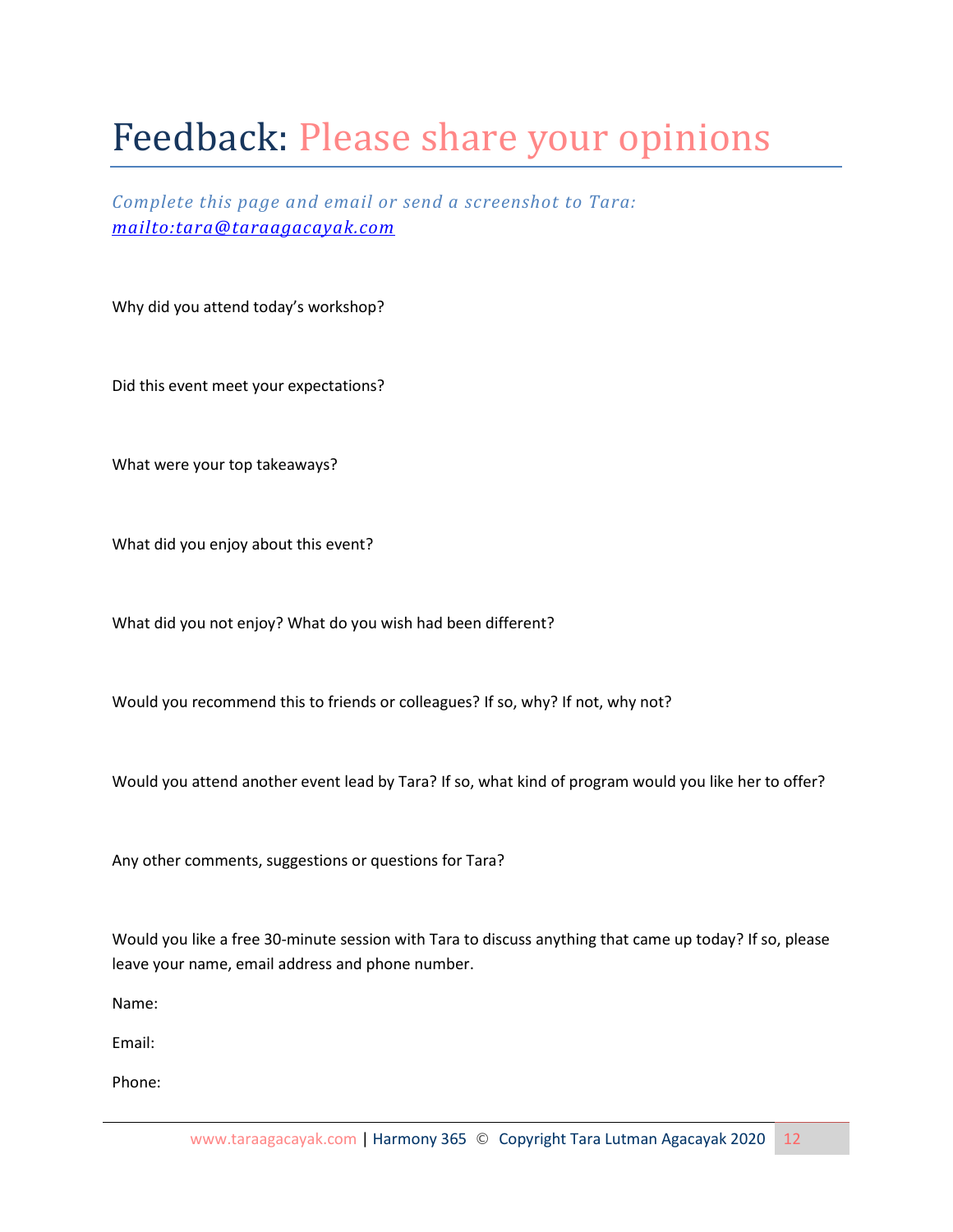# Feedback: Please share your opinions

*Complete this page and email or send a screenshot to Tara:*
*[mailto:tara@taraagacayak.com](mailto:tara@taraagacayak.com)*

Why did you attend today's workshop?

Did this event meet your expectations?

What were your top takeaways?

What did you enjoy about this event?

What did you not enjoy? What do you wish had been different?

Would you recommend this to friends or colleagues? If so, why? If not, why not?

Would you attend another event lead by Tara? If so, what kind of program would you like her to offer?

Any other comments, suggestions or questions for Tara?

Would you like a free 30-minute session with Tara to discuss anything that came up today? If so, please leave your name, email address and phone number.

Name:

Email:

Phone: